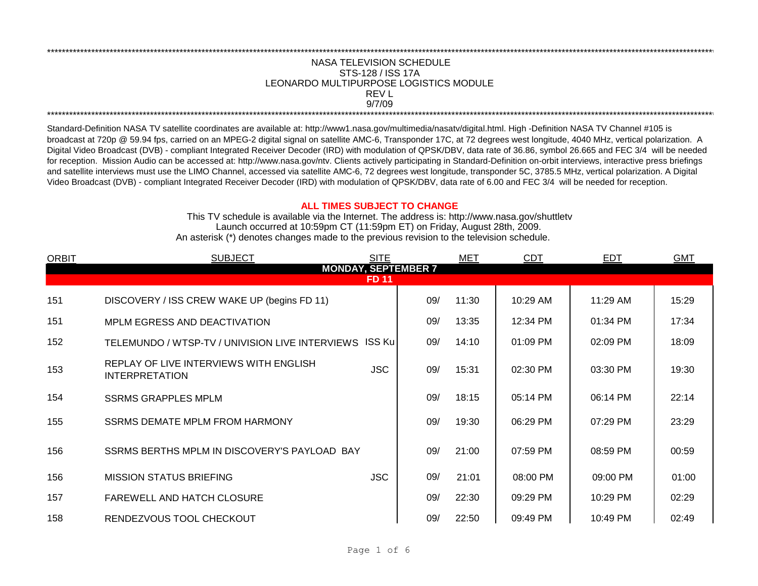NASA TELEVISION SCHEDULE
STS-128 / ISS 17A
LEONARDO MULTIPURPOSE LOGISTICS MODULE
REV L
9/7/09

Standard-Definition NASA TV satellite coordinates are available at: http://www1.nasa.gov/multimedia/nasatv/digital.html. High -Definition NASA TV Channel #105 is broadcast at 720p @ 59.94 fps, carried on an MPEG-2 digital signal on satellite AMC-6, Transponder 17C, at 72 degrees west longitude, 4040 MHz, vertical polarization. A Digital Video Broadcast (DVB) - compliant Integrated Receiver Decoder (IRD) with modulation of QPSK/DBV, data rate of 36.86, symbol 26.665 and FEC 3/4 will be needed for reception. Mission Audio can be accessed at: http://www.nasa.gov/ntv. Clients actively participating in Standard-Definition on-orbit interviews, interactive press briefings and satellite interviews must use the LIMO Channel, accessed via satellite AMC-6, 72 degrees west longitude, transponder 5C, 3785.5 MHz, vertical polarization. A Digital Video Broadcast (DVB) - compliant Integrated Receiver Decoder (IRD) with modulation of QPSK/DBV, data rate of 6.00 and FEC 3/4 will be needed for reception.

**ALL TIMES SUBJECT TO CHANGE**

This TV schedule is available via the Internet. The address is: http://www.nasa.gov/shuttletv
Launch occurred at 10:59pm CT (11:59pm ET) on Friday, August 28th, 2009.
An asterisk (*) denotes changes made to the previous revision to the television schedule.

| ORBIT | SUBJECT | SITE | MET | | CDT | EDT | GMT |
|---|---|---|---|---|---|---|---|
| | **MONDAY, SEPTEMBER 7** | | | | | | |
| | **FD 11** | | | | | | |
| 151 | DISCOVERY / ISS CREW WAKE UP (begins FD 11) | | 09/ | 11:30 | 10:29 AM | 11:29 AM | 15:29 |
| 151 | MPLM EGRESS AND DEACTIVATION | | 09/ | 13:35 | 12:34 PM | 01:34 PM | 17:34 |
| 152 | TELEMUNDO / WTSP-TV / UNIVISION LIVE INTERVIEWS | ISS Ku | 09/ | 14:10 | 01:09 PM | 02:09 PM | 18:09 |
| 153 | REPLAY OF LIVE INTERVIEWS WITH ENGLISH INTERPRETATION | JSC | 09/ | 15:31 | 02:30 PM | 03:30 PM | 19:30 |
| 154 | SSRMS GRAPPLES MPLM | | 09/ | 18:15 | 05:14 PM | 06:14 PM | 22:14 |
| 155 | SSRMS DEMATE MPLM FROM HARMONY | | 09/ | 19:30 | 06:29 PM | 07:29 PM | 23:29 |
| 156 | SSRMS BERTHS MPLM IN DISCOVERY'S PAYLOAD BAY | | 09/ | 21:00 | 07:59 PM | 08:59 PM | 00:59 |
| 156 | MISSION STATUS BRIEFING | JSC | 09/ | 21:01 | 08:00 PM | 09:00 PM | 01:00 |
| 157 | FAREWELL AND HATCH CLOSURE | | 09/ | 22:30 | 09:29 PM | 10:29 PM | 02:29 |
| 158 | RENDEZVOUS TOOL CHECKOUT | | 09/ | 22:50 | 09:49 PM | 10:49 PM | 02:49 |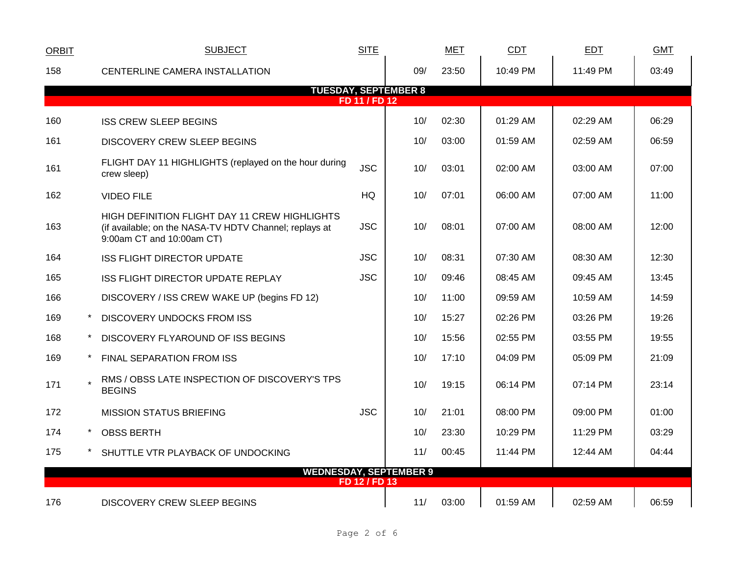| ORBIT | | SUBJECT | SITE | MET | | CDT | EDT | GMT |
|---|---|---|---|---|---|---|---|---|
| 158 | | CENTERLINE CAMERA INSTALLATION | | 09/ | 23:50 | 10:49 PM | 11:49 PM | 03:49 |
| **TUESDAY, SEPTEMBER 8** | | | | | | | | |
| **FD 11 / FD 12** | | | | | | | | |
| 160 | | ISS CREW SLEEP BEGINS | | 10/ | 02:30 | 01:29 AM | 02:29 AM | 06:29 |
| 161 | | DISCOVERY CREW SLEEP BEGINS | | 10/ | 03:00 | 01:59 AM | 02:59 AM | 06:59 |
| 161 | | FLIGHT DAY 11 HIGHLIGHTS (replayed on the hour during crew sleep) | JSC | 10/ | 03:01 | 02:00 AM | 03:00 AM | 07:00 |
| 162 | | VIDEO FILE | HQ | 10/ | 07:01 | 06:00 AM | 07:00 AM | 11:00 |
| 163 | | HIGH DEFINITION FLIGHT DAY 11 CREW HIGHLIGHTS (if available; on the NASA-TV HDTV Channel; replays at 9:00am CT and 10:00am CT) | JSC | 10/ | 08:01 | 07:00 AM | 08:00 AM | 12:00 |
| 164 | | ISS FLIGHT DIRECTOR UPDATE | JSC | 10/ | 08:31 | 07:30 AM | 08:30 AM | 12:30 |
| 165 | | ISS FLIGHT DIRECTOR UPDATE REPLAY | JSC | 10/ | 09:46 | 08:45 AM | 09:45 AM | 13:45 |
| 166 | | DISCOVERY / ISS CREW WAKE UP (begins FD 12) | | 10/ | 11:00 | 09:59 AM | 10:59 AM | 14:59 |
| 169 | * | DISCOVERY UNDOCKS FROM ISS | | 10/ | 15:27 | 02:26 PM | 03:26 PM | 19:26 |
| 168 | * | DISCOVERY FLYAROUND OF ISS BEGINS | | 10/ | 15:56 | 02:55 PM | 03:55 PM | 19:55 |
| 169 | * | FINAL SEPARATION FROM ISS | | 10/ | 17:10 | 04:09 PM | 05:09 PM | 21:09 |
| 171 | * | RMS / OBSS LATE INSPECTION OF DISCOVERY'S TPS BEGINS | | 10/ | 19:15 | 06:14 PM | 07:14 PM | 23:14 |
| 172 | | MISSION STATUS BRIEFING | JSC | 10/ | 21:01 | 08:00 PM | 09:00 PM | 01:00 |
| 174 | * | OBSS BERTH | | 10/ | 23:30 | 10:29 PM | 11:29 PM | 03:29 |
| 175 | * | SHUTTLE VTR PLAYBACK OF UNDOCKING | | 11/ | 00:45 | 11:44 PM | 12:44 AM | 04:44 |
| **WEDNESDAY, SEPTEMBER 9** | | | | | | | | |
| **FD 12 / FD 13** | | | | | | | | |
| 176 | | DISCOVERY CREW SLEEP BEGINS | | 11/ | 03:00 | 01:59 AM | 02:59 AM | 06:59 |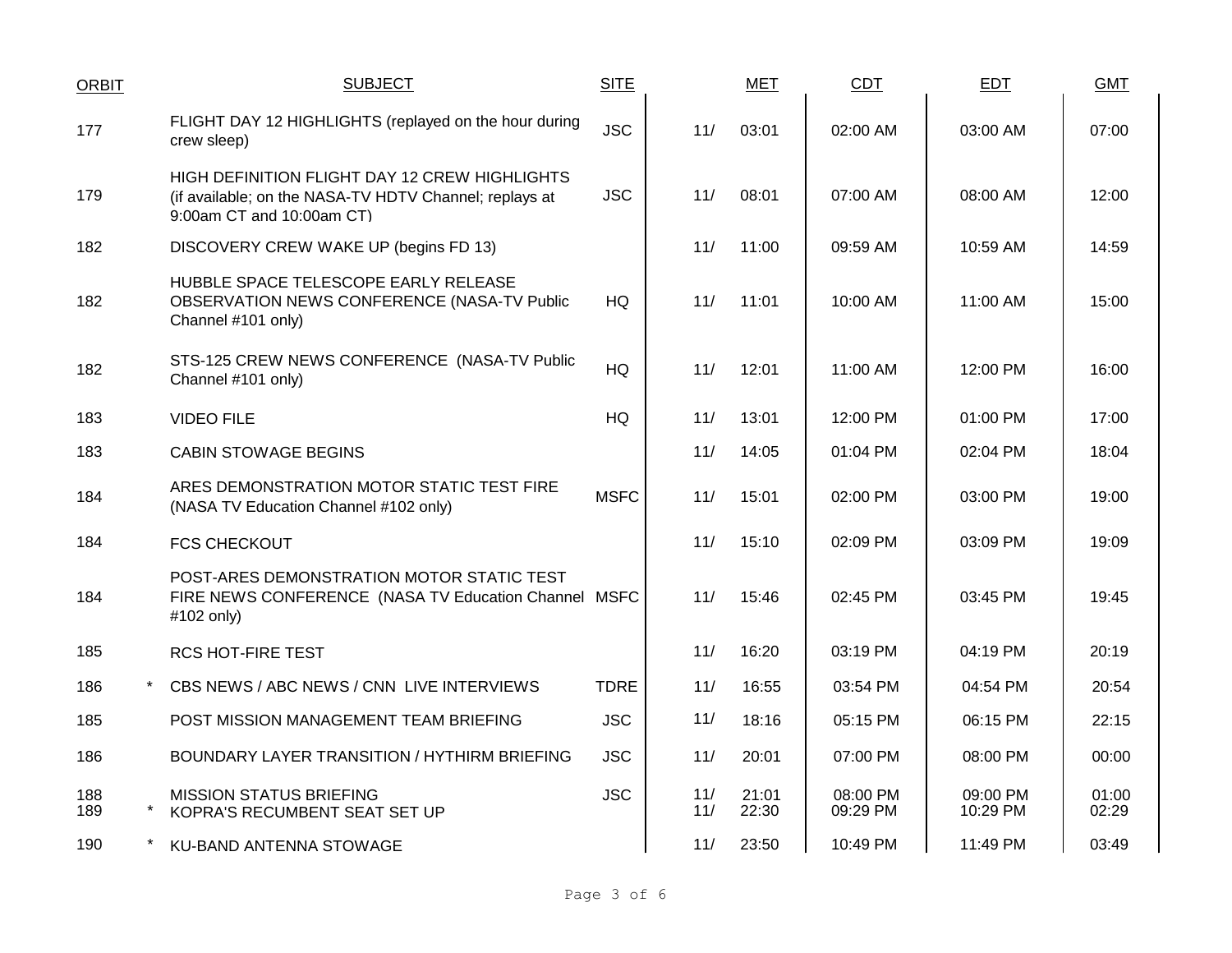| ORBIT | | SUBJECT | SITE | MET | | CDT | EDT | GMT |
|---|---|---|---|---|---|---|---|---|
| 177 | | FLIGHT DAY 12 HIGHLIGHTS (replayed on the hour during crew sleep) | JSC | 11/ | 03:01 | 02:00 AM | 03:00 AM | 07:00 |
| 179 | | HIGH DEFINITION FLIGHT DAY 12 CREW HIGHLIGHTS (if available; on the NASA-TV HDTV Channel; replays at 9:00am CT and 10:00am CT) | JSC | 11/ | 08:01 | 07:00 AM | 08:00 AM | 12:00 |
| 182 | | DISCOVERY CREW WAKE UP (begins FD 13) | | 11/ | 11:00 | 09:59 AM | 10:59 AM | 14:59 |
| 182 | | HUBBLE SPACE TELESCOPE EARLY RELEASE OBSERVATION NEWS CONFERENCE (NASA-TV Public Channel #101 only) | HQ | 11/ | 11:01 | 10:00 AM | 11:00 AM | 15:00 |
| 182 | | STS-125 CREW NEWS CONFERENCE (NASA-TV Public Channel #101 only) | HQ | 11/ | 12:01 | 11:00 AM | 12:00 PM | 16:00 |
| 183 | | VIDEO FILE | HQ | 11/ | 13:01 | 12:00 PM | 01:00 PM | 17:00 |
| 183 | | CABIN STOWAGE BEGINS | | 11/ | 14:05 | 01:04 PM | 02:04 PM | 18:04 |
| 184 | | ARES DEMONSTRATION MOTOR STATIC TEST FIRE (NASA TV Education Channel #102 only) | MSFC | 11/ | 15:01 | 02:00 PM | 03:00 PM | 19:00 |
| 184 | | FCS CHECKOUT | | 11/ | 15:10 | 02:09 PM | 03:09 PM | 19:09 |
| 184 | | POST-ARES DEMONSTRATION MOTOR STATIC TEST FIRE NEWS CONFERENCE (NASA TV Education Channel #102 only) | MSFC | 11/ | 15:46 | 02:45 PM | 03:45 PM | 19:45 |
| 185 | | RCS HOT-FIRE TEST | | 11/ | 16:20 | 03:19 PM | 04:19 PM | 20:19 |
| 186 | * | CBS NEWS / ABC NEWS / CNN LIVE INTERVIEWS | TDRE | 11/ | 16:55 | 03:54 PM | 04:54 PM | 20:54 |
| 185 | | POST MISSION MANAGEMENT TEAM BRIEFING | JSC | 11/ | 18:16 | 05:15 PM | 06:15 PM | 22:15 |
| 186 | | BOUNDARY LAYER TRANSITION / HYTHIRM BRIEFING | JSC | 11/ | 20:01 | 07:00 PM | 08:00 PM | 00:00 |
| 188 | | MISSION STATUS BRIEFING | JSC | 11/ | 21:01 | 08:00 PM | 09:00 PM | 01:00 |
| 189 | * | KOPRA'S RECUMBENT SEAT SET UP | | 11/ | 22:30 | 09:29 PM | 10:29 PM | 02:29 |
| 190 | * | KU-BAND ANTENNA STOWAGE | | 11/ | 23:50 | 10:49 PM | 11:49 PM | 03:49 |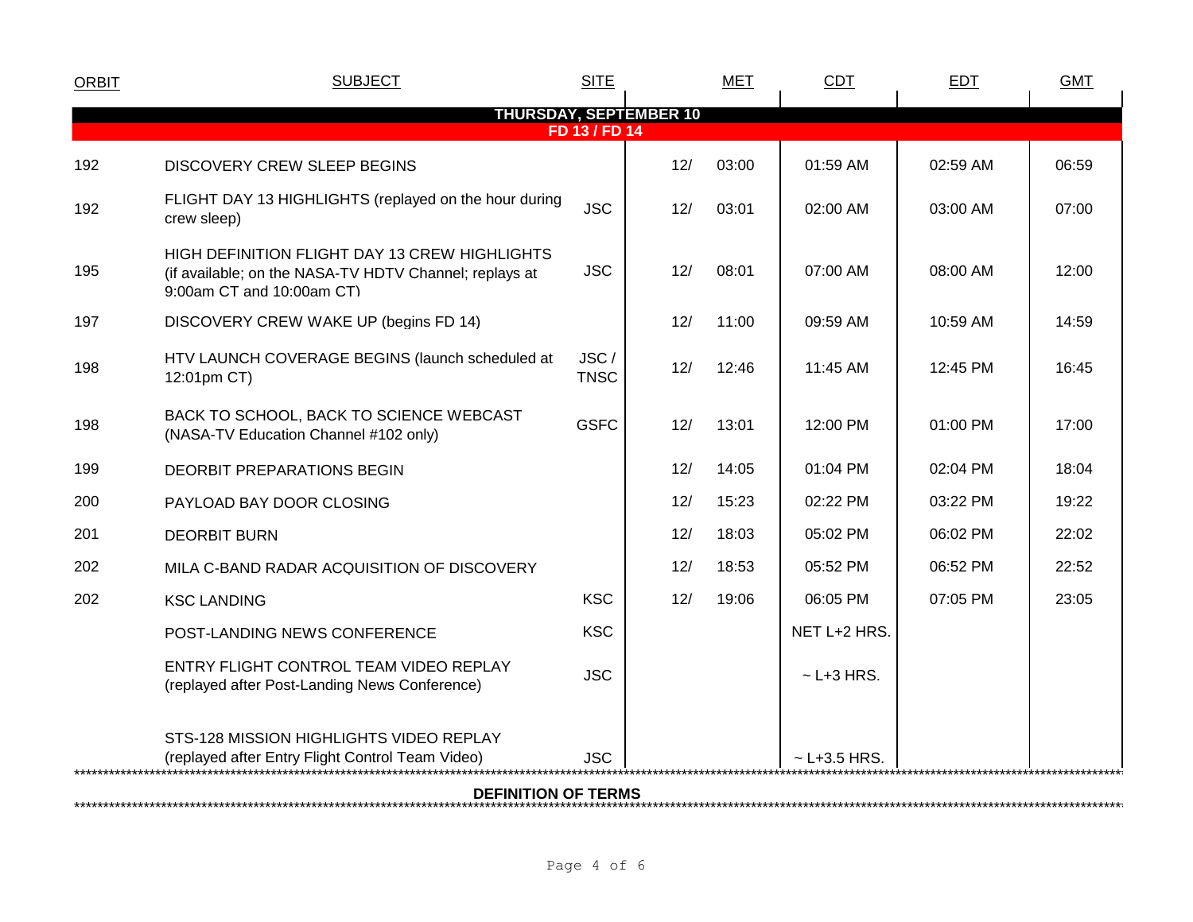| ORBIT | SUBJECT | SITE | MET | | CDT | EDT | GMT |
|---|---|---|---|---|---|---|---|
| **THURSDAY, SEPTEMBER 10** | | | | | | | |
| **FD 13 / FD 14** | | | | | | | |
| 192 | DISCOVERY CREW SLEEP BEGINS | | 12/ | 03:00 | 01:59 AM | 02:59 AM | 06:59 |
| 192 | FLIGHT DAY 13 HIGHLIGHTS (replayed on the hour during crew sleep) | JSC | 12/ | 03:01 | 02:00 AM | 03:00 AM | 07:00 |
| 195 | HIGH DEFINITION FLIGHT DAY 13 CREW HIGHLIGHTS (if available; on the NASA-TV HDTV Channel; replays at 9:00am CT and 10:00am CT) | JSC | 12/ | 08:01 | 07:00 AM | 08:00 AM | 12:00 |
| 197 | DISCOVERY CREW WAKE UP (begins FD 14) | | 12/ | 11:00 | 09:59 AM | 10:59 AM | 14:59 |
| 198 | HTV LAUNCH COVERAGE BEGINS (launch scheduled at 12:01pm CT) | JSC / TNSC | 12/ | 12:46 | 11:45 AM | 12:45 PM | 16:45 |
| 198 | BACK TO SCHOOL, BACK TO SCIENCE WEBCAST (NASA-TV Education Channel #102 only) | GSFC | 12/ | 13:01 | 12:00 PM | 01:00 PM | 17:00 |
| 199 | DEORBIT PREPARATIONS BEGIN | | 12/ | 14:05 | 01:04 PM | 02:04 PM | 18:04 |
| 200 | PAYLOAD BAY DOOR CLOSING | | 12/ | 15:23 | 02:22 PM | 03:22 PM | 19:22 |
| 201 | DEORBIT BURN | | 12/ | 18:03 | 05:02 PM | 06:02 PM | 22:02 |
| 202 | MILA C-BAND RADAR ACQUISITION OF DISCOVERY | | 12/ | 18:53 | 05:52 PM | 06:52 PM | 22:52 |
| 202 | KSC LANDING | KSC | 12/ | 19:06 | 06:05 PM | 07:05 PM | 23:05 |
| | POST-LANDING NEWS CONFERENCE | KSC | | | NET L+2 HRS. | | |
| | ENTRY FLIGHT CONTROL TEAM VIDEO REPLAY (replayed after Post-Landing News Conference) | JSC | | | ~ L+3 HRS. | | |
| | STS-128 MISSION HIGHLIGHTS VIDEO REPLAY (replayed after Entry Flight Control Team Video) | JSC | | | ~ L+3.5 HRS. | | |

**DEFINITION OF TERMS**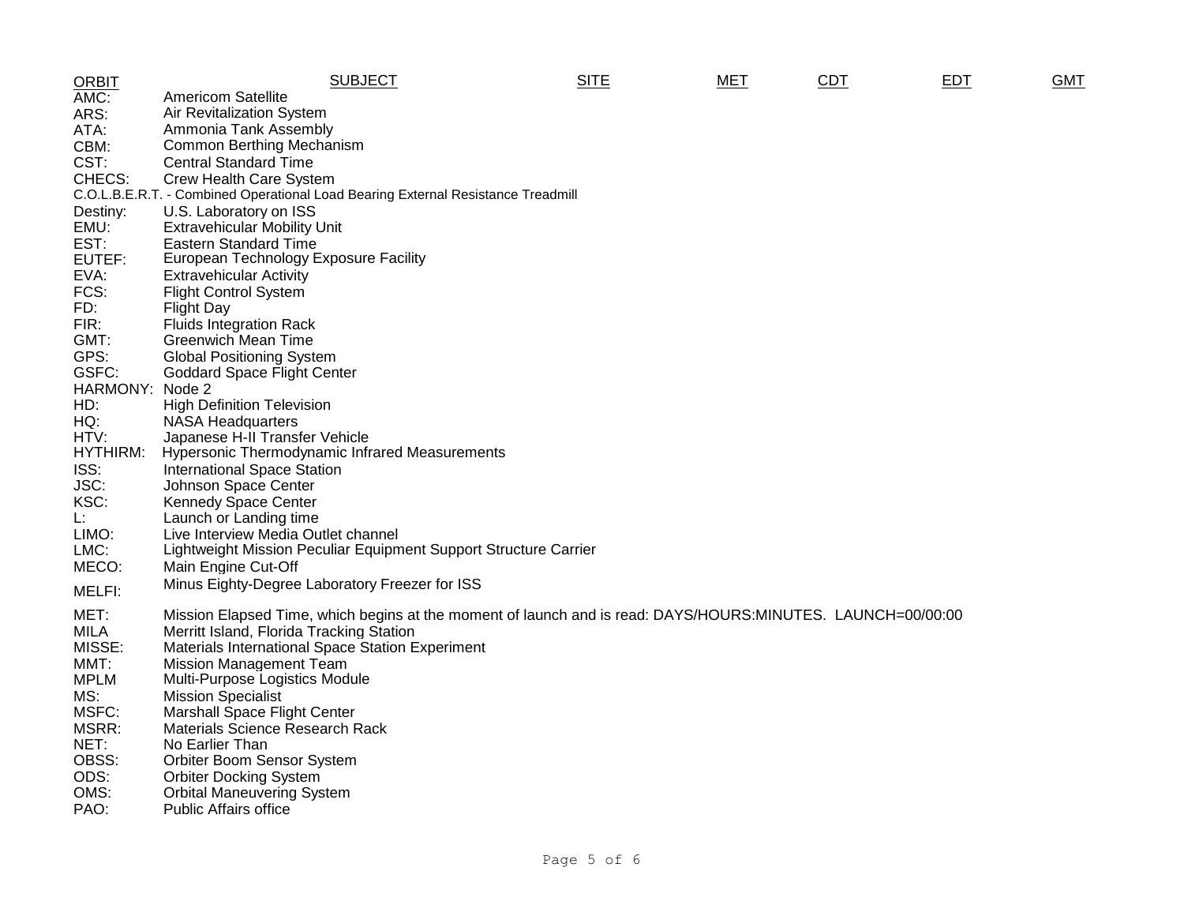| ORBIT | SUBJECT | SITE | MET | CDT | EDT | GMT |
|---|---|---|---|---|---|---|

AMC: Americom Satellite
ARS: Air Revitalization System
ATA: Ammonia Tank Assembly
CBM: Common Berthing Mechanism
CST: Central Standard Time
CHECS: Crew Health Care System
C.O.L.B.E.R.T. - Combined Operational Load Bearing External Resistance Treadmill
Destiny: U.S. Laboratory on ISS
EMU: Extravehicular Mobility Unit
EST: Eastern Standard Time
EUTEF: European Technology Exposure Facility
EVA: Extravehicular Activity
FCS: Flight Control System
FD: Flight Day
FIR: Fluids Integration Rack
GMT: Greenwich Mean Time
GPS: Global Positioning System
GSFC: Goddard Space Flight Center
HARMONY: Node 2
HD: High Definition Television
HQ: NASA Headquarters
HTV: Japanese H-II Transfer Vehicle
HYTHIRM: Hypersonic Thermodynamic Infrared Measurements
ISS: International Space Station
JSC: Johnson Space Center
KSC: Kennedy Space Center
L: Launch or Landing time
LIMO: Live Interview Media Outlet channel
LMC: Lightweight Mission Peculiar Equipment Support Structure Carrier
MECO: Main Engine Cut-Off
MELFI: Minus Eighty-Degree Laboratory Freezer for ISS
MET: Mission Elapsed Time, which begins at the moment of launch and is read: DAYS/HOURS:MINUTES. LAUNCH=00/00:00
MILA Merritt Island, Florida Tracking Station
MISSE: Materials International Space Station Experiment
MMT: Mission Management Team
MPLM Multi-Purpose Logistics Module
MS: Mission Specialist
MSFC: Marshall Space Flight Center
MSRR: Materials Science Research Rack
NET: No Earlier Than
OBSS: Orbiter Boom Sensor System
ODS: Orbiter Docking System
OMS: Orbital Maneuvering System
PAO: Public Affairs office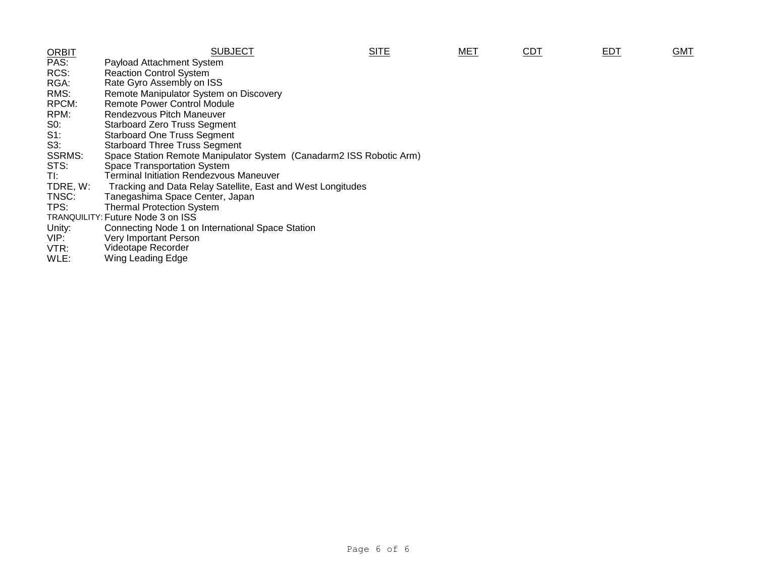| ORBIT | SUBJECT | SITE | MET | CDT | EDT | GMT |
|---|---|---|---|---|---|---|
| PAS: | Payload Attachment System | | | | | |
| RCS: | Reaction Control System | | | | | |
| RGA: | Rate Gyro Assembly on ISS | | | | | |
| RMS: | Remote Manipulator System on Discovery | | | | | |
| RPCM: | Remote Power Control Module | | | | | |
| RPM: | Rendezvous Pitch Maneuver | | | | | |
| S0: | Starboard Zero Truss Segment | | | | | |
| S1: | Starboard One Truss Segment | | | | | |
| S3: | Starboard Three Truss Segment | | | | | |
| SSRMS: | Space Station Remote Manipulator System (Canadarm2 ISS Robotic Arm) | | | | | |
| STS: | Space Transportation System | | | | | |
| TI: | Terminal Initiation Rendezvous Maneuver | | | | | |
| TDRE, W: | Tracking and Data Relay Satellite, East and West Longitudes | | | | | |
| TNSC: | Tanegashima Space Center, Japan | | | | | |
| TPS: | Thermal Protection System | | | | | |
| TRANQUILITY: | Future Node 3 on ISS | | | | | |
| Unity: | Connecting Node 1 on International Space Station | | | | | |
| VIP: | Very Important Person | | | | | |
| VTR: | Videotape Recorder | | | | | |
| WLE: | Wing Leading Edge | | | | | |